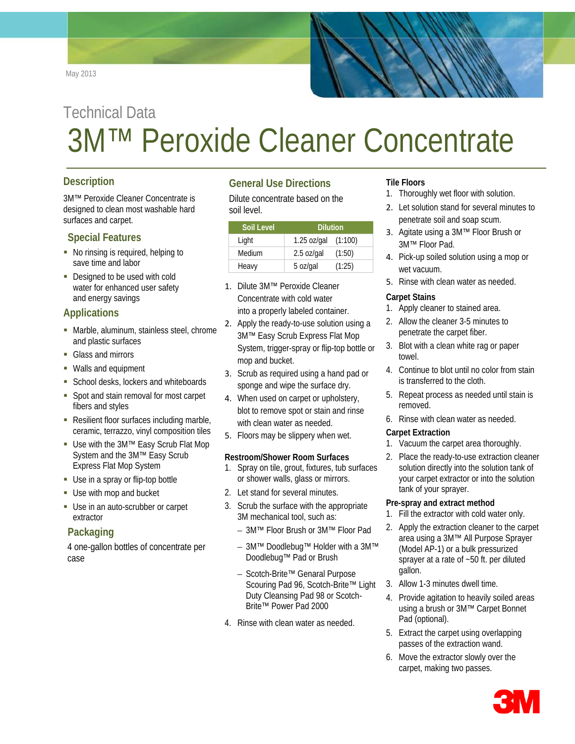May 2013

Technical Data

# 3M™ Peroxide Cleaner Concentrate

## Description

3M™ Peroxide Cleaner Concentrate is designed to clean most washable hard surfaces and carpet.

## Special Features

- No rinsing is required, helping to save time and labor
- Designed to be used with cold water for enhanced user safety and energy savings

## Applications

- Marble, aluminum, stainless steel, chrome and plastic surfaces
- Glass and mirrors
- Walls and equipment
- School desks, lockers and whiteboards
- Spot and stain removal for most carpet fibers and styles
- Resilient floor surfaces including marble, ceramic, terrazzo, vinyl composition tiles
- Use with the 3M™ Easy Scrub Flat Mop System and the 3M™ Easy Scrub Express Flat Mop System
- Use in a spray or flip-top bottle
- Use with mop and bucket
- Use in an auto-scrubber or carpet extractor

## Packaging

4 one-gallon bottles of concentrate per case

## General Use Directions

Dilute concentrate based on the soil level.

| Soil Level | Dilution | |
|---|---|---|
| Light | 1.25 oz/gal | (1:100) |
| Medium | 2.5 oz/gal | (1:50) |
| Heavy | 5 oz/gal | (1:25) |

1. Dilute 3M™ Peroxide Cleaner Concentrate with cold water into a properly labeled container.
2. Apply the ready-to-use solution using a 3M™ Easy Scrub Express Flat Mop System, trigger-spray or flip-top bottle or mop and bucket.
3. Scrub as required using a hand pad or sponge and wipe the surface dry.
4. When used on carpet or upholstery, blot to remove spot or stain and rinse with clean water as needed.
5. Floors may be slippery when wet.

### Restroom/Shower Room Surfaces

1. Spray on tile, grout, fixtures, tub surfaces or shower walls, glass or mirrors.
2. Let stand for several minutes.
3. Scrub the surface with the appropriate 3M mechanical tool, such as:
   - 3M™ Floor Brush or 3M™ Floor Pad
   - 3M™ Doodlebug™ Holder with a 3M™ Doodlebug™ Pad or Brush
   - Scotch-Brite™ Genaral Purpose Scouring Pad 96, Scotch-Brite™ Light Duty Cleansing Pad 98 or Scotch-Brite™ Power Pad 2000
4. Rinse with clean water as needed.

### Tile Floors

1. Thoroughly wet floor with solution.
2. Let solution stand for several minutes to penetrate soil and soap scum.
3. Agitate using a 3M™ Floor Brush or 3M™ Floor Pad.
4. Pick-up soiled solution using a mop or wet vacuum.
5. Rinse with clean water as needed.

### Carpet Stains

1. Apply cleaner to stained area.
2. Allow the cleaner 3-5 minutes to penetrate the carpet fiber.
3. Blot with a clean white rag or paper towel.
4. Continue to blot until no color from stain is transferred to the cloth.
5. Repeat process as needed until stain is removed.
6. Rinse with clean water as needed.

### Carpet Extraction

1. Vacuum the carpet area thoroughly.
2. Place the ready-to-use extraction cleaner solution directly into the solution tank of your carpet extractor or into the solution tank of your sprayer.

### Pre-spray and extract method

1. Fill the extractor with cold water only.
2. Apply the extraction cleaner to the carpet area using a 3M™ All Purpose Sprayer (Model AP-1) or a bulk pressurized sprayer at a rate of ~50 ft. per diluted gallon.
3. Allow 1-3 minutes dwell time.
4. Provide agitation to heavily soiled areas using a brush or 3M™ Carpet Bonnet Pad (optional).
5. Extract the carpet using overlapping passes of the extraction wand.
6. Move the extractor slowly over the carpet, making two passes.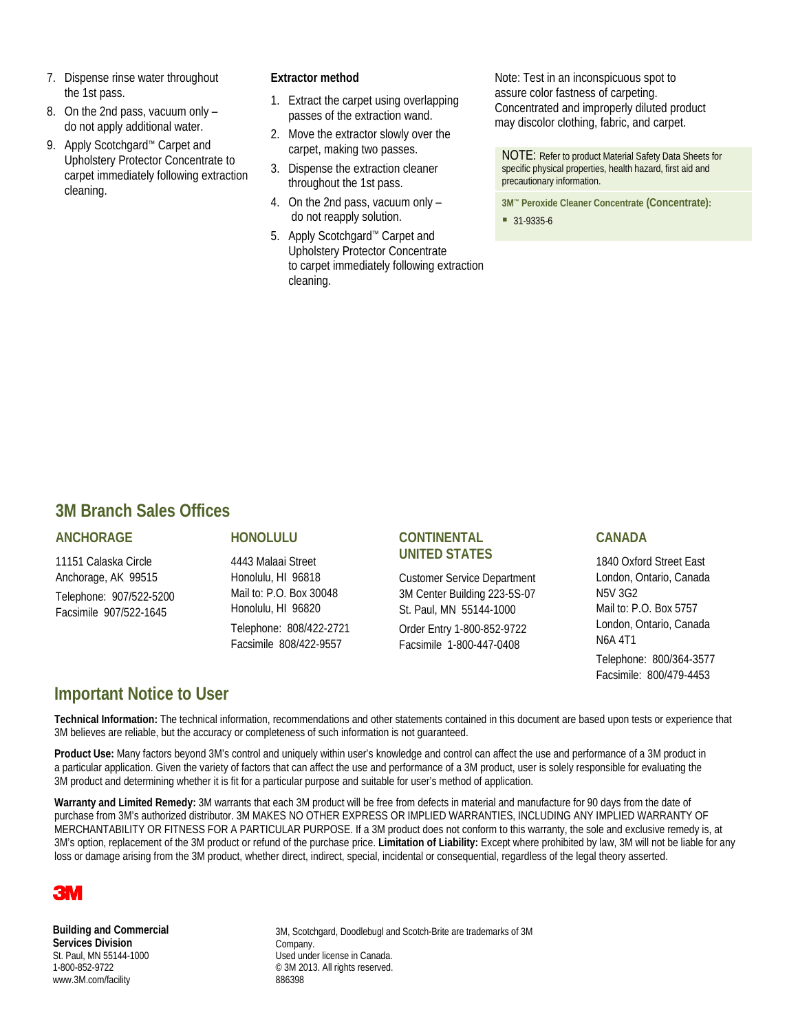7. Dispense rinse water throughout the 1st pass.
8. On the 2nd pass, vacuum only – do not apply additional water.
9. Apply Scotchgard™ Carpet and Upholstery Protector Concentrate to carpet immediately following extraction cleaning.

**Extractor method**

1. Extract the carpet using overlapping passes of the extraction wand.
2. Move the extractor slowly over the carpet, making two passes.
3. Dispense the extraction cleaner throughout the 1st pass.
4. On the 2nd pass, vacuum only – do not reapply solution.
5. Apply Scotchgard™ Carpet and Upholstery Protector Concentrate to carpet immediately following extraction cleaning.

Note: Test in an inconspicuous spot to assure color fastness of carpeting. Concentrated and improperly diluted product may discolor clothing, fabric, and carpet.

NOTE: Refer to product Material Safety Data Sheets for specific physical properties, health hazard, first aid and precautionary information.

**3M™ Peroxide Cleaner Concentrate (Concentrate):**

- 31-9335-6

## 3M Branch Sales Offices

### ANCHORAGE

11151 Calaska Circle
Anchorage, AK 99515
Telephone: 907/522-5200
Facsimile 907/522-1645

### HONOLULU

4443 Malaai Street
Honolulu, HI 96818
Mail to: P.O. Box 30048
Honolulu, HI 96820
Telephone: 808/422-2721
Facsimile 808/422-9557

### CONTINENTAL UNITED STATES

Customer Service Department
3M Center Building 223-5S-07
St. Paul, MN 55144-1000
Order Entry 1-800-852-9722
Facsimile 1-800-447-0408

### CANADA

1840 Oxford Street East
London, Ontario, Canada
N5V 3G2
Mail to: P.O. Box 5757
London, Ontario, Canada
N6A 4T1
Telephone: 800/364-3577
Facsimile: 800/479-4453

## Important Notice to User

**Technical Information:** The technical information, recommendations and other statements contained in this document are based upon tests or experience that 3M believes are reliable, but the accuracy or completeness of such information is not guaranteed.

**Product Use:** Many factors beyond 3M's control and uniquely within user's knowledge and control can affect the use and performance of a 3M product in a particular application. Given the variety of factors that can affect the use and performance of a 3M product, user is solely responsible for evaluating the 3M product and determining whether it is fit for a particular purpose and suitable for user's method of application.

**Warranty and Limited Remedy:** 3M warrants that each 3M product will be free from defects in material and manufacture for 90 days from the date of purchase from 3M's authorized distributor. 3M MAKES NO OTHER EXPRESS OR IMPLIED WARRANTIES, INCLUDING ANY IMPLIED WARRANTY OF MERCHANTABILITY OR FITNESS FOR A PARTICULAR PURPOSE. If a 3M product does not conform to this warranty, the sole and exclusive remedy is, at 3M's option, replacement of the 3M product or refund of the purchase price. **Limitation of Liability:** Except where prohibited by law, 3M will not be liable for any loss or damage arising from the 3M product, whether direct, indirect, special, incidental or consequential, regardless of the legal theory asserted.

3M

**Building and Commercial Services Division**
St. Paul, MN 55144-1000
1-800-852-9722
www.3M.com/facility

3M, Scotchgard, Doodlebugl and Scotch-Brite are trademarks of 3M Company.
Used under license in Canada.
© 3M 2013. All rights reserved.
886398